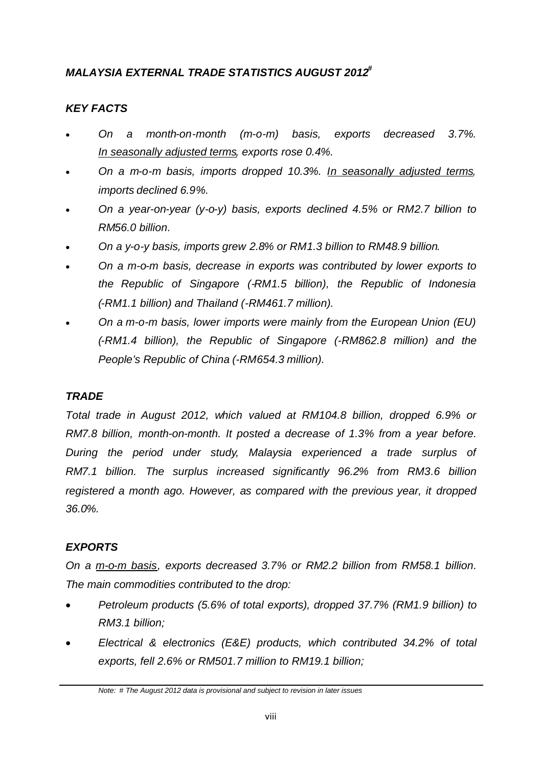## *MALAYSIA EXTERNAL TRADE STATISTICS AUGUST 2012[#]*

### *KEY FACTS*

- *On a month-on-month (m-o-m) basis, exports decreased 3.7%. <u>In seasonally adjusted terms</u>, exports rose 0.4%.*
- *On a m-o-m basis, imports dropped 10.3%. <u>In seasonally adjusted terms</u>, imports declined 6.9%.*
- *On a year-on-year (y-o-y) basis, exports declined 4.5% or RM2.7 billion to RM56.0 billion.*
- *On a y-o-y basis, imports grew 2.8% or RM1.3 billion to RM48.9 billion.*
- *On a m-o-m basis, decrease in exports was contributed by lower exports to the Republic of Singapore (-RM1.5 billion), the Republic of Indonesia (-RM1.1 billion) and Thailand (-RM461.7 million).*
- *On a m-o-m basis, lower imports were mainly from the European Union (EU) (-RM1.4 billion), the Republic of Singapore (-RM862.8 million) and the People's Republic of China (-RM654.3 million).*

### *TRADE*

*Total trade in August 2012, which valued at RM104.8 billion, dropped 6.9% or RM7.8 billion, month-on-month. It posted a decrease of 1.3% from a year before. During the period under study, Malaysia experienced a trade surplus of RM7.1 billion. The surplus increased significantly 96.2% from RM3.6 billion registered a month ago. However, as compared with the previous year, it dropped 36.0%.*

### *EXPORTS*

*On a <u>m-o-m basis</u>, exports decreased 3.7% or RM2.2 billion from RM58.1 billion. The main commodities contributed to the drop:*

- *Petroleum products (5.6% of total exports), dropped 37.7% (RM1.9 billion) to RM3.1 billion;*
- *Electrical & electronics (E&E) products, which contributed 34.2% of total exports, fell 2.6% or RM501.7 million to RM19.1 billion;*

*Note: # The August 2012 data is provisional and subject to revision in later issues*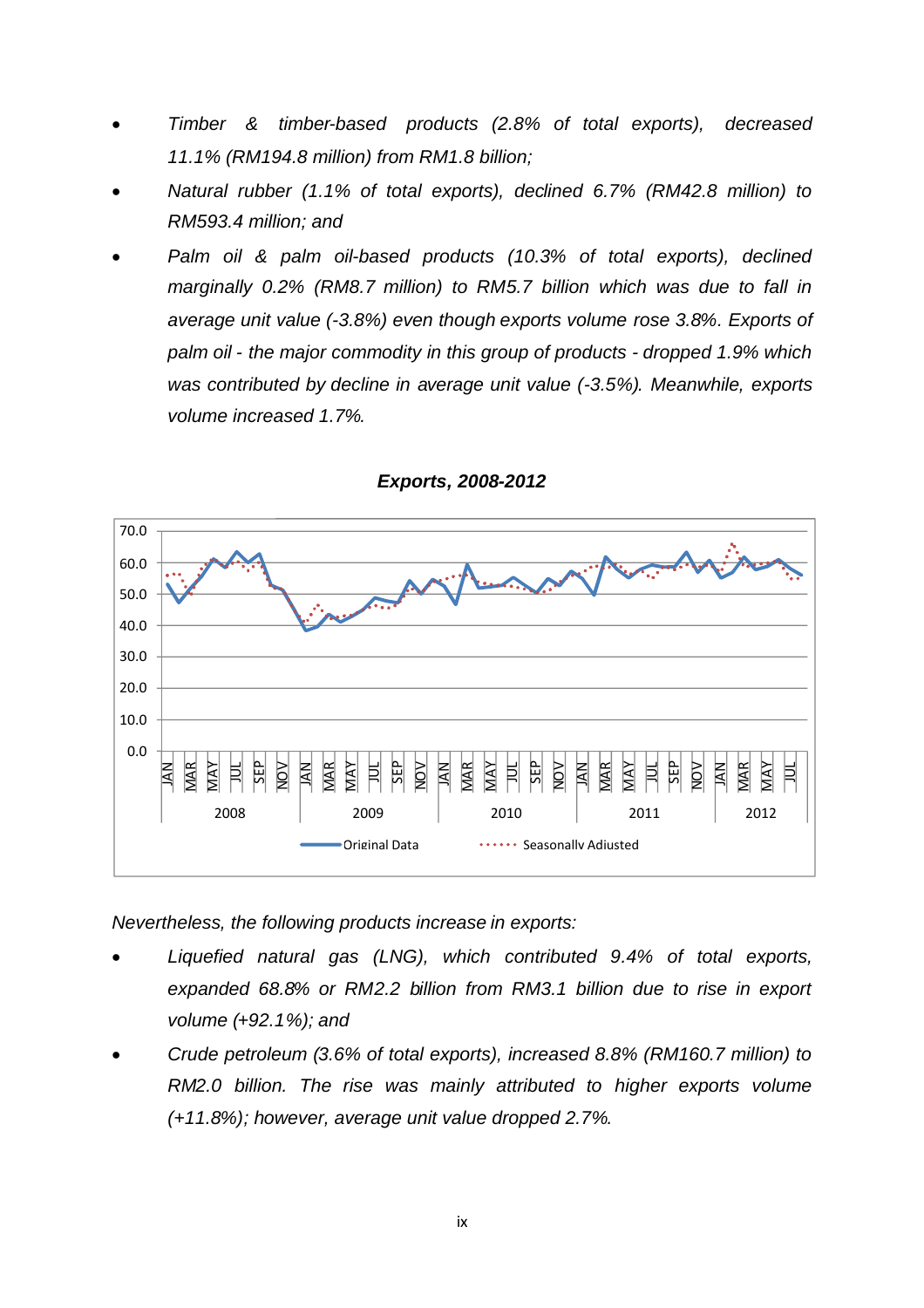- *Timber & timber-based products (2.8% of total exports), decreased 11.1% (RM194.8 million) from RM1.8 billion;*
- *Natural rubber (1.1% of total exports), declined 6.7% (RM42.8 million) to RM593.4 million; and*
- *Palm oil & palm oil-based products (10.3% of total exports), declined marginally 0.2% (RM8.7 million) to RM5.7 billion which was due to fall in average unit value (-3.8%) even though exports volume rose 3.8%. Exports of palm oil - the major commodity in this group of products - dropped 1.9% which was contributed by decline in average unit value (-3.5%). Meanwhile, exports volume increased 1.7%.*

***Exports, 2008-2012***

*Nevertheless, the following products increase in exports:*

- *Liquefied natural gas (LNG), which contributed 9.4% of total exports, expanded 68.8% or RM2.2 billion from RM3.1 billion due to rise in export volume (+92.1%); and*
- *Crude petroleum (3.6% of total exports), increased 8.8% (RM160.7 million) to RM2.0 billion. The rise was mainly attributed to higher exports volume (+11.8%); however, average unit value dropped 2.7%.*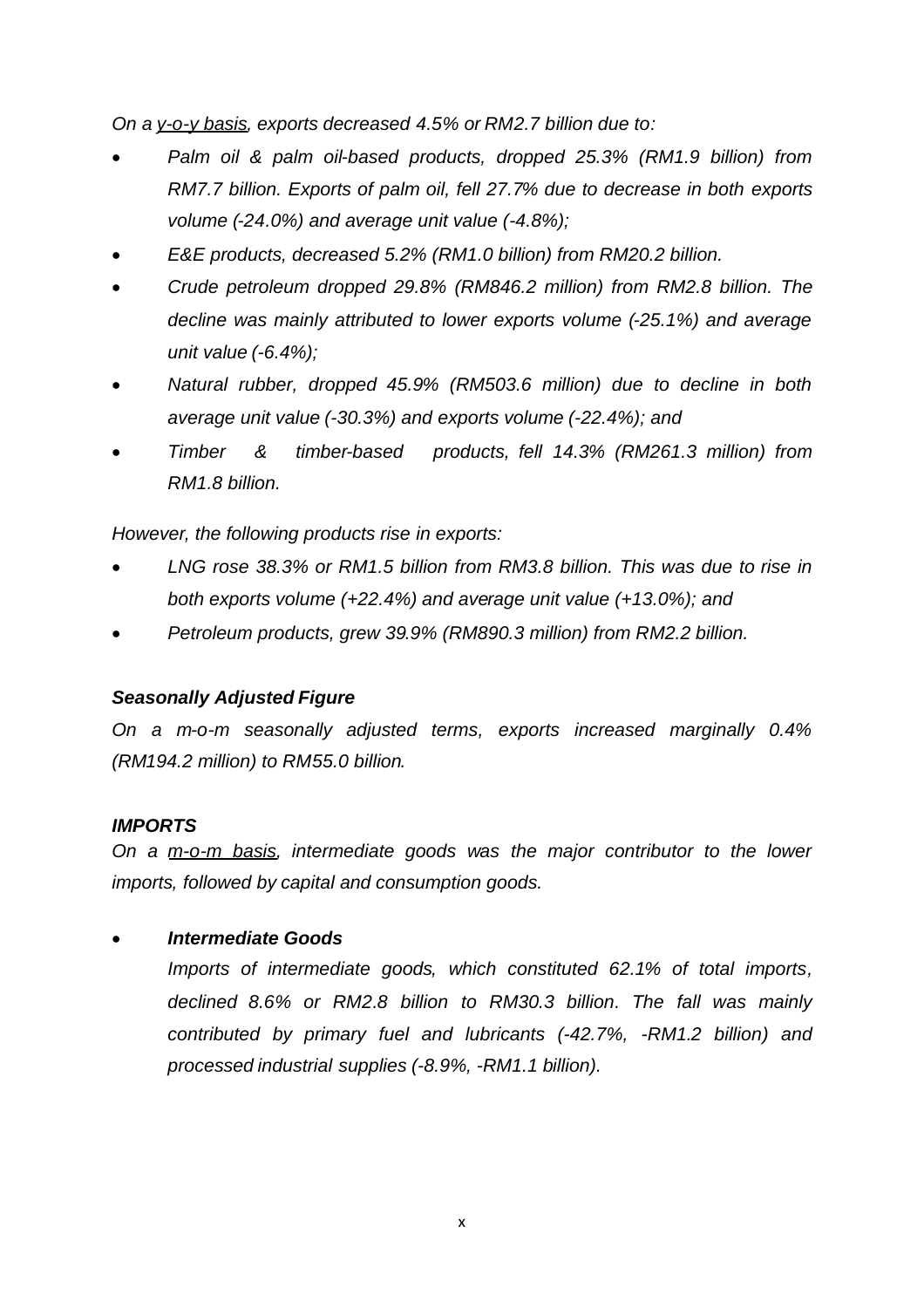*On a <u>y-o-y basis</u>, exports decreased 4.5% or RM2.7 billion due to:*

- *Palm oil & palm oil-based products, dropped 25.3% (RM1.9 billion) from RM7.7 billion. Exports of palm oil, fell 27.7% due to decrease in both exports volume (-24.0%) and average unit value (-4.8%);*
- *E&E products, decreased 5.2% (RM1.0 billion) from RM20.2 billion.*
- *Crude petroleum dropped 29.8% (RM846.2 million) from RM2.8 billion. The decline was mainly attributed to lower exports volume (-25.1%) and average unit value (-6.4%);*
- *Natural rubber, dropped 45.9% (RM503.6 million) due to decline in both average unit value (-30.3%) and exports volume (-22.4%); and*
- *Timber & timber-based products, fell 14.3% (RM261.3 million) from RM1.8 billion.*

*However, the following products rise in exports:*

- *LNG rose 38.3% or RM1.5 billion from RM3.8 billion. This was due to rise in both exports volume (+22.4%) and average unit value (+13.0%); and*
- *Petroleum products, grew 39.9% (RM890.3 million) from RM2.2 billion.*

***Seasonally Adjusted Figure***

*On a m-o-m seasonally adjusted terms, exports increased marginally 0.4% (RM194.2 million) to RM55.0 billion.*

***IMPORTS***

*On a <u>m-o-m basis</u>, intermediate goods was the major contributor to the lower imports, followed by capital and consumption goods.*

- ***Intermediate Goods***

  *Imports of intermediate goods, which constituted 62.1% of total imports, declined 8.6% or RM2.8 billion to RM30.3 billion. The fall was mainly contributed by primary fuel and lubricants (-42.7%, -RM1.2 billion) and processed industrial supplies (-8.9%, -RM1.1 billion).*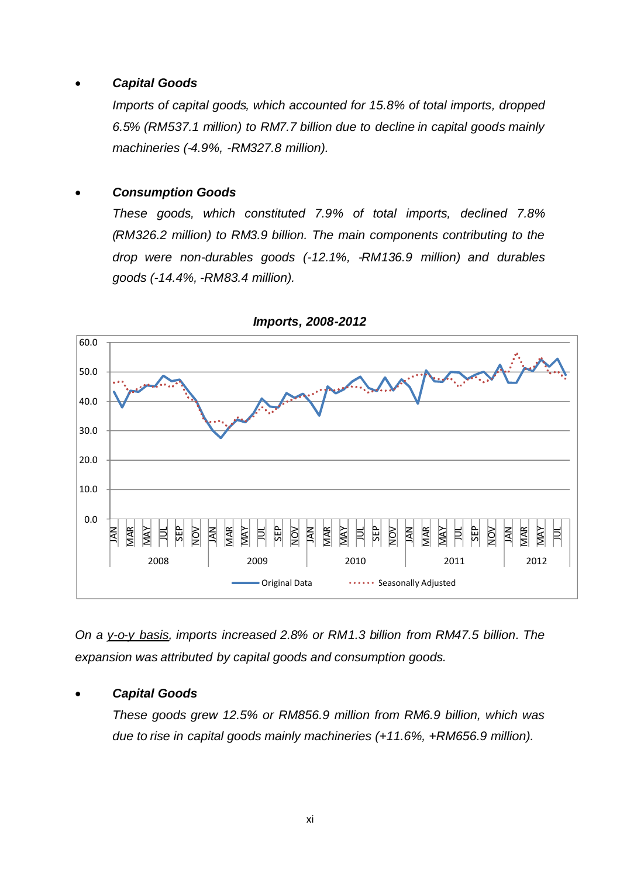- ***Capital Goods***

  *Imports of capital goods, which accounted for 15.8% of total imports, dropped 6.5% (RM537.1 million) to RM7.7 billion due to decline in capital goods mainly machineries (-4.9%, -RM327.8 million).*

- ***Consumption Goods***

  *These goods, which constituted 7.9% of total imports, declined 7.8% (RM326.2 million) to RM3.9 billion. The main components contributing to the drop were non-durables goods (-12.1%, -RM136.9 million) and durables goods (-14.4%, -RM83.4 million).*

***Imports, 2008-2012***

*On a y-o-y basis, imports increased 2.8% or RM1.3 billion from RM47.5 billion. The expansion was attributed by capital goods and consumption goods.*

- ***Capital Goods***

  *These goods grew 12.5% or RM856.9 million from RM6.9 billion, which was due to rise in capital goods mainly machineries (+11.6%, +RM656.9 million).*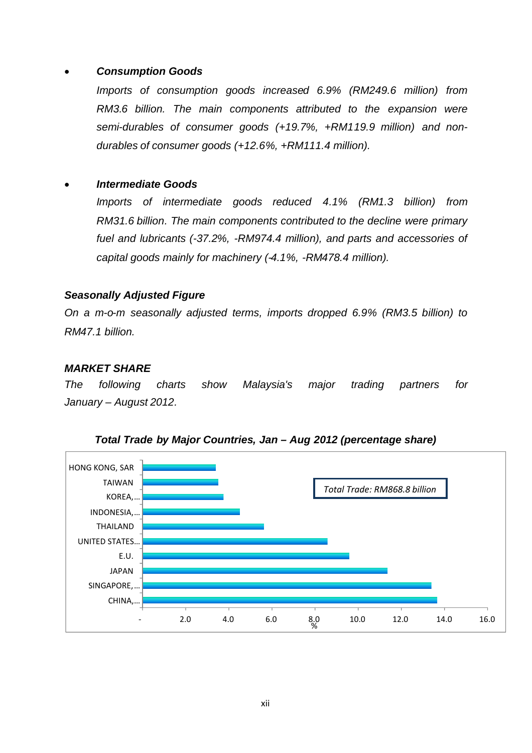- ***Consumption Goods***

  *Imports of consumption goods increased 6.9% (RM249.6 million) from RM3.6 billion. The main components attributed to the expansion were semi-durables of consumer goods (+19.7%, +RM119.9 million) and non-durables of consumer goods (+12.6%, +RM111.4 million).*

- ***Intermediate Goods***

  *Imports of intermediate goods reduced 4.1% (RM1.3 billion) from RM31.6 billion. The main components contributed to the decline were primary fuel and lubricants (-37.2%, -RM974.4 million), and parts and accessories of capital goods mainly for machinery (-4.1%, -RM478.4 million).*

***Seasonally Adjusted Figure***

*On a m-o-m seasonally adjusted terms, imports dropped 6.9% (RM3.5 billion) to RM47.1 billion.*

***MARKET SHARE***

*The following charts show Malaysia's major trading partners for January – August 2012.*

***Total Trade by Major Countries, Jan – Aug 2012 (percentage share)***

*Total Trade: RM868.8 billion*

HONG KONG, SAR
TAIWAN
KOREA,...
INDONESIA,...
THAILAND
UNITED STATES...
E.U.
JAPAN
SINGAPORE,...
CHINA,...

- 2.0 4.0 6.0 8.0 10.0 12.0 14.0 16.0
%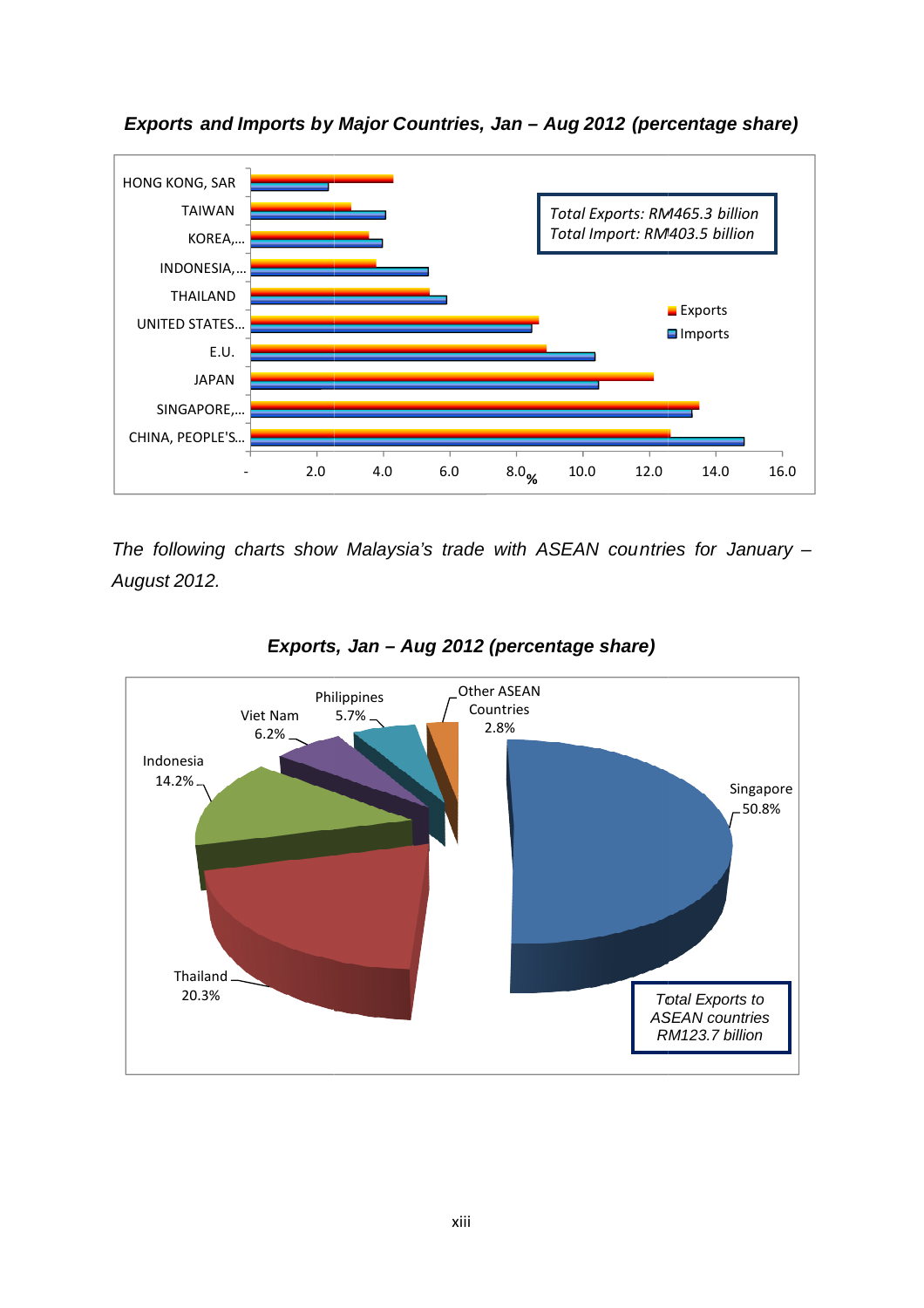***Exports and Imports by Major Countries, Jan – Aug 2012 (percentage share)***

*Total Exports: RM465.3 billion*
*Total Import: RM403.5 billion*

| Country | Exports (%) | Imports (%) |
|---|---|---|
| HONG KONG, SAR | | |
| TAIWAN | | |
| KOREA,... | | |
| INDONESIA,... | | |
| THAILAND | | |
| UNITED STATES... | | |
| E.U. | | |
| JAPAN | | |
| SINGAPORE,... | | |
| CHINA, PEOPLE'S... | | |

*The following charts show Malaysia's trade with ASEAN countries for January – August 2012.*

***Exports, Jan – Aug 2012 (percentage share)***

| Country | Share |
|---|---|
| Singapore | 50.8% |
| Thailand | 20.3% |
| Indonesia | 14.2% |
| Viet Nam | 6.2% |
| Philippines | 5.7% |
| Other ASEAN Countries | 2.8% |

*Total Exports to ASEAN countries RM123.7 billion*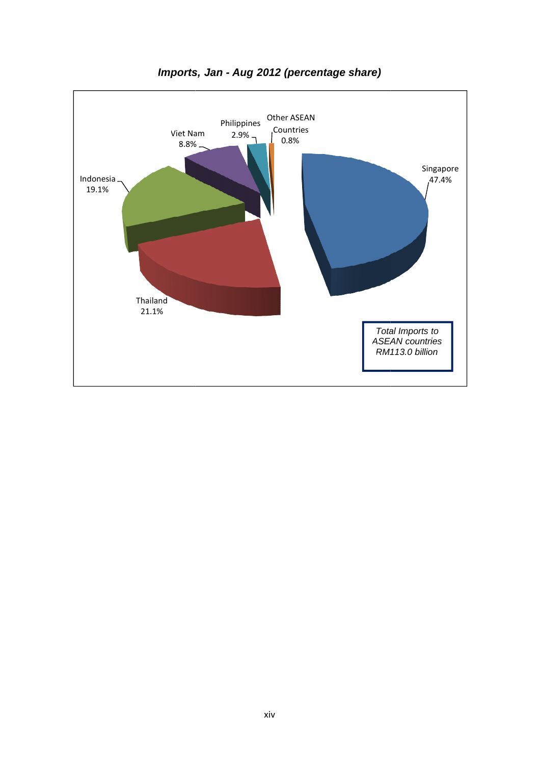***Imports, Jan - Aug 2012 (percentage share)***

Other ASEAN Countries
0.8%

Philippines
2.9%

Viet Nam
8.8%

Indonesia
19.1%

Singapore
47.4%

Thailand
21.1%

*Total Imports to ASEAN countries RM113.0 billion*